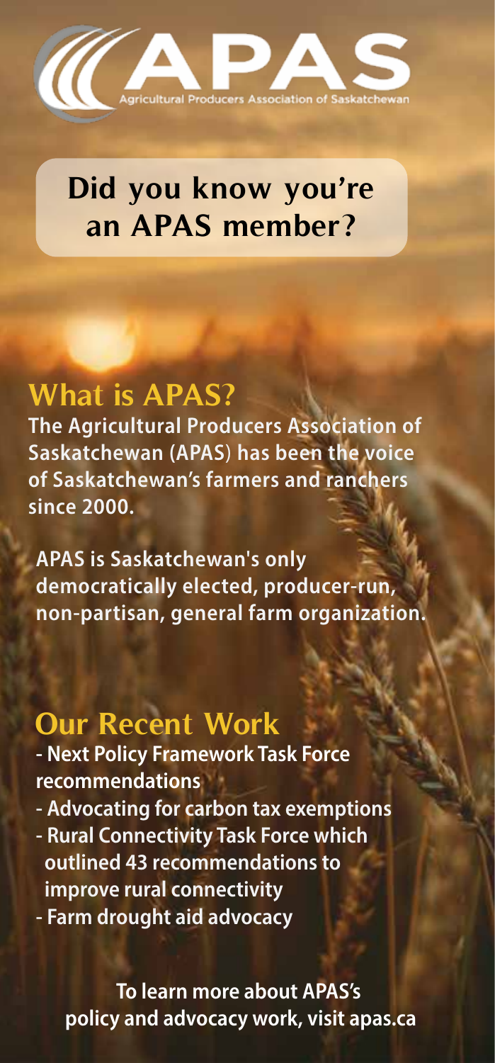# APAS

Agricultural Producers Association of Saskatchewan

## Did you know you're an APAS member?

## What is APAS?

**The Agricultural Producers Association of Saskatchewan (APAS) has been the voice of Saskatchewan's farmers and ranchers since 2000.**

**APAS is Saskatchewan's only democratically elected, producer-run, non-partisan, general farm organization.**

## Our Recent Work

- **Next Policy Framework Task Force recommendations**
- **Advocating for carbon tax exemptions**
- **Rural Connectivity Task Force which outlined 43 recommendations to improve rural connectivity**
- **Farm drought aid advocacy**

**To learn more about APAS's policy and advocacy work, visit apas.ca**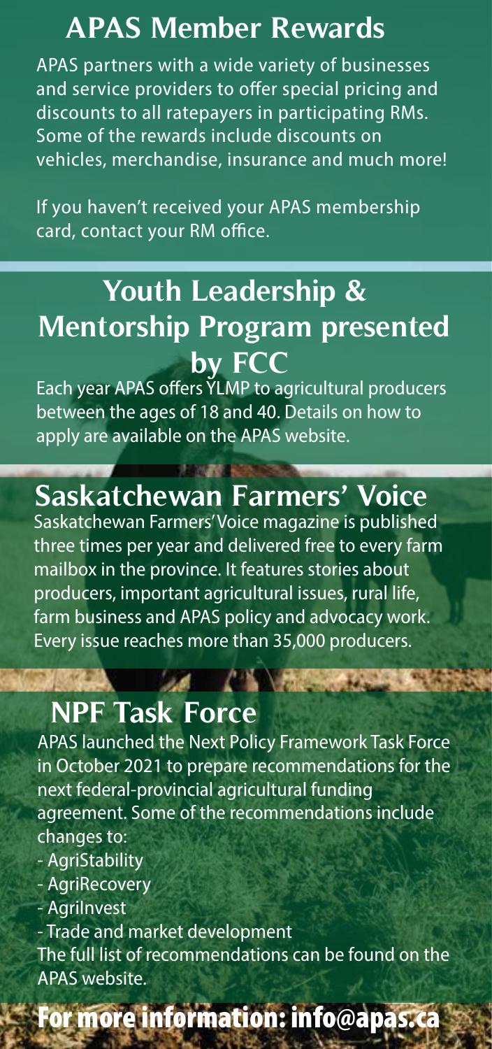## APAS Member Rewards

APAS partners with a wide variety of businesses and service providers to offer special pricing and discounts to all ratepayers in participating RMs. Some of the rewards include discounts on vehicles, merchandise, insurance and much more!

If you haven't received your APAS membership card, contact your RM office.

## Youth Leadership & Mentorship Program presented by FCC

Each year APAS offers YLMP to agricultural producers between the ages of 18 and 40. Details on how to apply are available on the APAS website.

## Saskatchewan Farmers' Voice

Saskatchewan Farmers' Voice magazine is published three times per year and delivered free to every farm mailbox in the province. It features stories about producers, important agricultural issues, rural life, farm business and APAS policy and advocacy work. Every issue reaches more than 35,000 producers.

## NPF Task Force

APAS launched the Next Policy Framework Task Force in October 2021 to prepare recommendations for the next federal-provincial agricultural funding agreement. Some of the recommendations include changes to:

- AgriStability
- AgriRecovery
- AgriInvest
- Trade and market development

The full list of recommendations can be found on the APAS website.

**For more information: info@apas.ca**